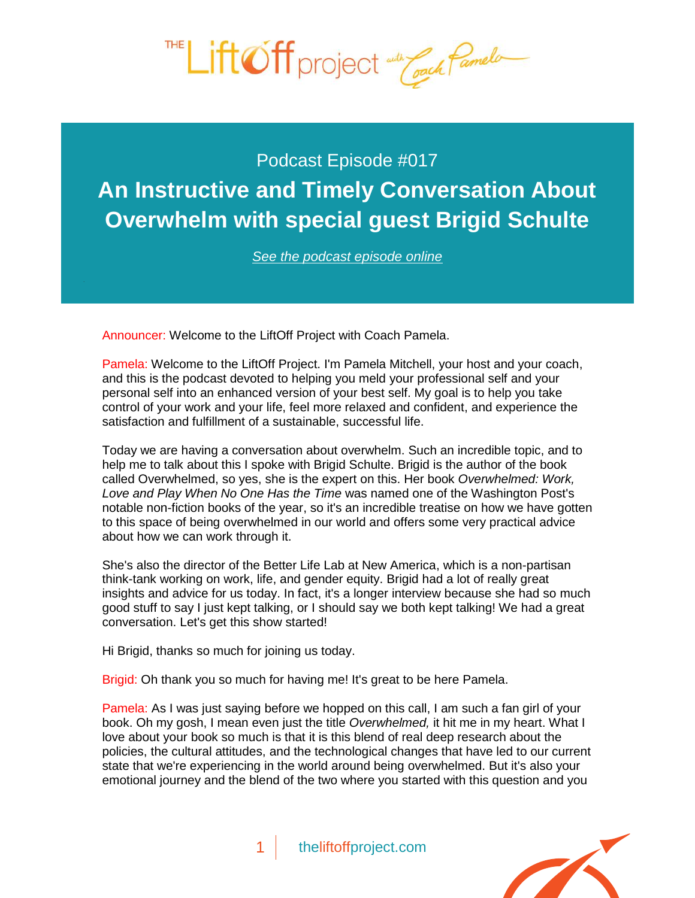Podcast Episode #017

# An Instructive and Timely Conversation About Overwhelm with special guest Brigid Schulte

[See the podcast episode online]

Announcer: Welcome to the LiftOff Project with Coach Pamela.

Pamela: Welcome to the LiftOff Project. I'm Pamela Mitchell, your host and your coach, and this is the podcast devoted to helping you meld your professional self and your personal self into an enhanced version of your best self. My goal is to help you take control of your work and your life, feel more relaxed and confident, and experience the satisfaction and fulfillment of a sustainable, successful life.

Today we are having a conversation about overwhelm. Such an incredible topic, and to help me to talk about this I spoke with Brigid Schulte. Brigid is the author of the book called Overwhelmed, so yes, she is the expert on this. Her book *Overwhelmed: Work, Love and Play When No One Has the Time* was named one of the Washington Post's notable non-fiction books of the year, so it's an incredible treatise on how we have gotten to this space of being overwhelmed in our world and offers some very practical advice about how we can work through it.

She's also the director of the Better Life Lab at New America, which is a non-partisan think-tank working on work, life, and gender equity. Brigid had a lot of really great insights and advice for us today. In fact, it's a longer interview because she had so much good stuff to say I just kept talking, or I should say we both kept talking! We had a great conversation. Let's get this show started!

Hi Brigid, thanks so much for joining us today.

Brigid: Oh thank you so much for having me! It's great to be here Pamela.

Pamela: As I was just saying before we hopped on this call, I am such a fan girl of your book. Oh my gosh, I mean even just the title *Overwhelmed,* it hit me in my heart. What I love about your book so much is that it is this blend of real deep research about the policies, the cultural attitudes, and the technological changes that have led to our current state that we're experiencing in the world around being overwhelmed. But it's also your emotional journey and the blend of the two where you started with this question and you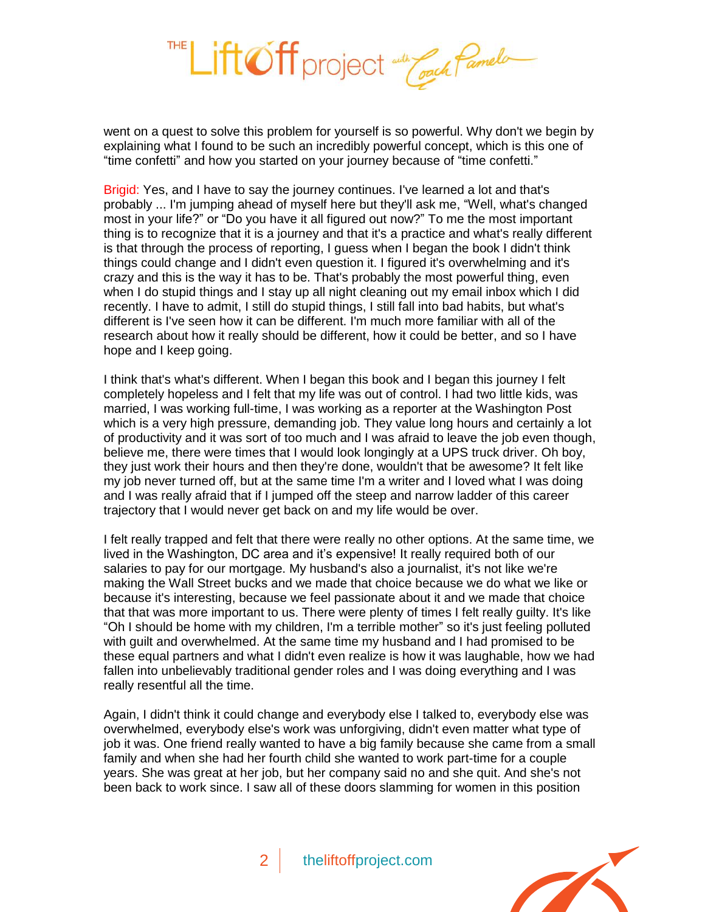went on a quest to solve this problem for yourself is so powerful. Why don't we begin by explaining what I found to be such an incredibly powerful concept, which is this one of "time confetti" and how you started on your journey because of "time confetti."

Brigid: Yes, and I have to say the journey continues. I've learned a lot and that's probably ... I'm jumping ahead of myself here but they'll ask me, "Well, what's changed most in your life?" or "Do you have it all figured out now?" To me the most important thing is to recognize that it is a journey and that it's a practice and what's really different is that through the process of reporting, I guess when I began the book I didn't think things could change and I didn't even question it. I figured it's overwhelming and it's crazy and this is the way it has to be. That's probably the most powerful thing, even when I do stupid things and I stay up all night cleaning out my email inbox which I did recently. I have to admit, I still do stupid things, I still fall into bad habits, but what's different is I've seen how it can be different. I'm much more familiar with all of the research about how it really should be different, how it could be better, and so I have hope and I keep going.

I think that's what's different. When I began this book and I began this journey I felt completely hopeless and I felt that my life was out of control. I had two little kids, was married, I was working full-time, I was working as a reporter at the Washington Post which is a very high pressure, demanding job. They value long hours and certainly a lot of productivity and it was sort of too much and I was afraid to leave the job even though, believe me, there were times that I would look longingly at a UPS truck driver. Oh boy, they just work their hours and then they're done, wouldn't that be awesome? It felt like my job never turned off, but at the same time I'm a writer and I loved what I was doing and I was really afraid that if I jumped off the steep and narrow ladder of this career trajectory that I would never get back on and my life would be over.

I felt really trapped and felt that there were really no other options. At the same time, we lived in the Washington, DC area and it's expensive! It really required both of our salaries to pay for our mortgage. My husband's also a journalist, it's not like we're making the Wall Street bucks and we made that choice because we do what we like or because it's interesting, because we feel passionate about it and we made that choice that that was more important to us. There were plenty of times I felt really guilty. It's like "Oh I should be home with my children, I'm a terrible mother" so it's just feeling polluted with guilt and overwhelmed. At the same time my husband and I had promised to be these equal partners and what I didn't even realize is how it was laughable, how we had fallen into unbelievably traditional gender roles and I was doing everything and I was really resentful all the time.

Again, I didn't think it could change and everybody else I talked to, everybody else was overwhelmed, everybody else's work was unforgiving, didn't even matter what type of job it was. One friend really wanted to have a big family because she came from a small family and when she had her fourth child she wanted to work part-time for a couple years. She was great at her job, but her company said no and she quit. And she's not been back to work since. I saw all of these doors slamming for women in this position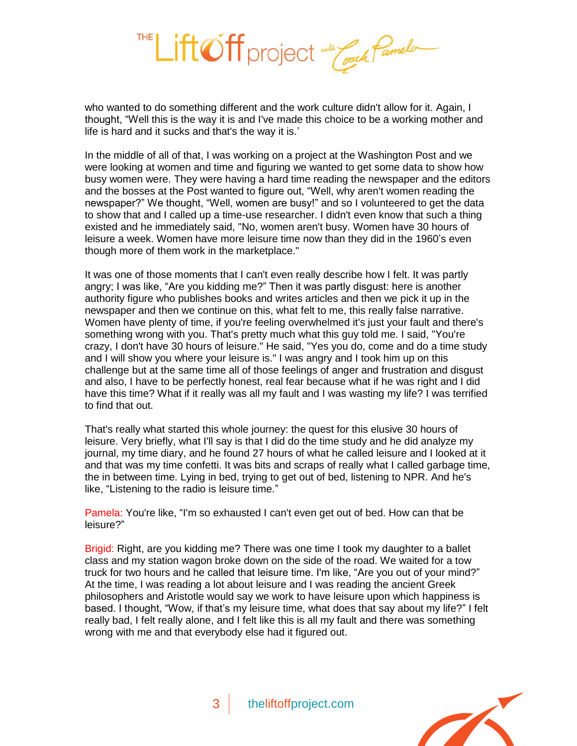who wanted to do something different and the work culture didn't allow for it. Again, I thought, "Well this is the way it is and I've made this choice to be a working mother and life is hard and it sucks and that's the way it is.'

In the middle of all of that, I was working on a project at the Washington Post and we were looking at women and time and figuring we wanted to get some data to show how busy women were. They were having a hard time reading the newspaper and the editors and the bosses at the Post wanted to figure out, "Well, why aren't women reading the newspaper?" We thought, "Well, women are busy!" and so I volunteered to get the data to show that and I called up a time-use researcher. I didn't even know that such a thing existed and he immediately said, "No, women aren't busy. Women have 30 hours of leisure a week. Women have more leisure time now than they did in the 1960's even though more of them work in the marketplace."

It was one of those moments that I can't even really describe how I felt. It was partly angry; I was like, "Are you kidding me?" Then it was partly disgust: here is another authority figure who publishes books and writes articles and then we pick it up in the newspaper and then we continue on this, what felt to me, this really false narrative. Women have plenty of time, if you're feeling overwhelmed it's just your fault and there's something wrong with you. That's pretty much what this guy told me. I said, "You're crazy, I don't have 30 hours of leisure." He said, "Yes you do, come and do a time study and I will show you where your leisure is." I was angry and I took him up on this challenge but at the same time all of those feelings of anger and frustration and disgust and also, I have to be perfectly honest, real fear because what if he was right and I did have this time? What if it really was all my fault and I was wasting my life? I was terrified to find that out.

That's really what started this whole journey: the quest for this elusive 30 hours of leisure. Very briefly, what I'll say is that I did do the time study and he did analyze my journal, my time diary, and he found 27 hours of what he called leisure and I looked at it and that was my time confetti. It was bits and scraps of really what I called garbage time, the in between time. Lying in bed, trying to get out of bed, listening to NPR. And he's like, "Listening to the radio is leisure time."

Pamela: You're like, "I'm so exhausted I can't even get out of bed. How can that be leisure?"

Brigid: Right, are you kidding me? There was one time I took my daughter to a ballet class and my station wagon broke down on the side of the road. We waited for a tow truck for two hours and he called that leisure time. I'm like, "Are you out of your mind?" At the time, I was reading a lot about leisure and I was reading the ancient Greek philosophers and Aristotle would say we work to have leisure upon which happiness is based. I thought, "Wow, if that's my leisure time, what does that say about my life?" I felt really bad, I felt really alone, and I felt like this is all my fault and there was something wrong with me and that everybody else had it figured out.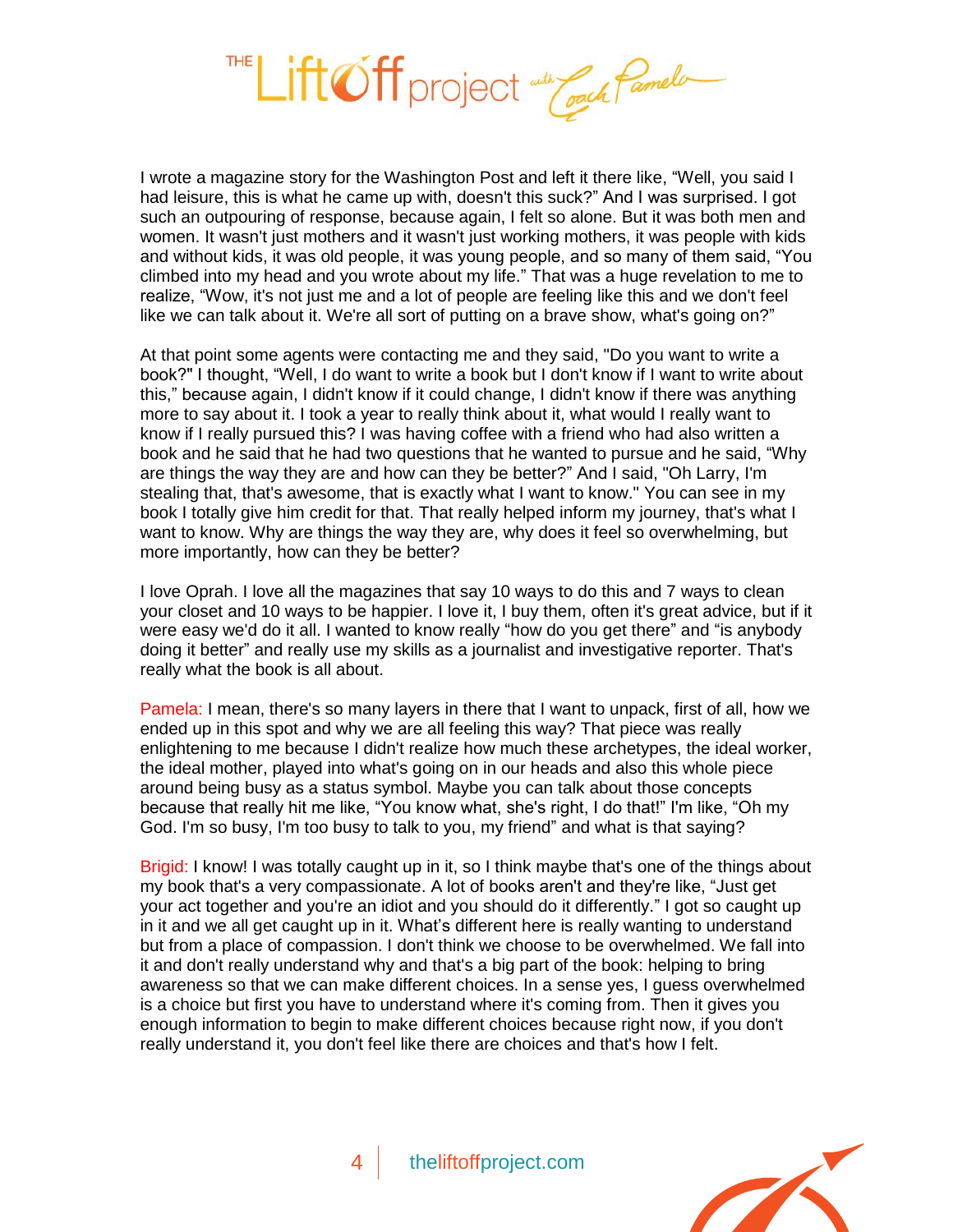I wrote a magazine story for the Washington Post and left it there like, "Well, you said I had leisure, this is what he came up with, doesn't this suck?" And I was surprised. I got such an outpouring of response, because again, I felt so alone. But it was both men and women. It wasn't just mothers and it wasn't just working mothers, it was people with kids and without kids, it was old people, it was young people, and so many of them said, "You climbed into my head and you wrote about my life." That was a huge revelation to me to realize, "Wow, it's not just me and a lot of people are feeling like this and we don't feel like we can talk about it. We're all sort of putting on a brave show, what's going on?"

At that point some agents were contacting me and they said, "Do you want to write a book?" I thought, "Well, I do want to write a book but I don't know if I want to write about this," because again, I didn't know if it could change, I didn't know if there was anything more to say about it. I took a year to really think about it, what would I really want to know if I really pursued this? I was having coffee with a friend who had also written a book and he said that he had two questions that he wanted to pursue and he said, "Why are things the way they are and how can they be better?" And I said, "Oh Larry, I'm stealing that, that's awesome, that is exactly what I want to know." You can see in my book I totally give him credit for that. That really helped inform my journey, that's what I want to know. Why are things the way they are, why does it feel so overwhelming, but more importantly, how can they be better?

I love Oprah. I love all the magazines that say 10 ways to do this and 7 ways to clean your closet and 10 ways to be happier. I love it, I buy them, often it's great advice, but if it were easy we'd do it all. I wanted to know really "how do you get there" and "is anybody doing it better" and really use my skills as a journalist and investigative reporter. That's really what the book is all about.

Pamela: I mean, there's so many layers in there that I want to unpack, first of all, how we ended up in this spot and why we are all feeling this way? That piece was really enlightening to me because I didn't realize how much these archetypes, the ideal worker, the ideal mother, played into what's going on in our heads and also this whole piece around being busy as a status symbol. Maybe you can talk about those concepts because that really hit me like, "You know what, she's right, I do that!" I'm like, "Oh my God. I'm so busy, I'm too busy to talk to you, my friend" and what is that saying?

Brigid: I know! I was totally caught up in it, so I think maybe that's one of the things about my book that's a very compassionate. A lot of books aren't and they're like, "Just get your act together and you're an idiot and you should do it differently." I got so caught up in it and we all get caught up in it. What's different here is really wanting to understand but from a place of compassion. I don't think we choose to be overwhelmed. We fall into it and don't really understand why and that's a big part of the book: helping to bring awareness so that we can make different choices. In a sense yes, I guess overwhelmed is a choice but first you have to understand where it's coming from. Then it gives you enough information to begin to make different choices because right now, if you don't really understand it, you don't feel like there are choices and that's how I felt.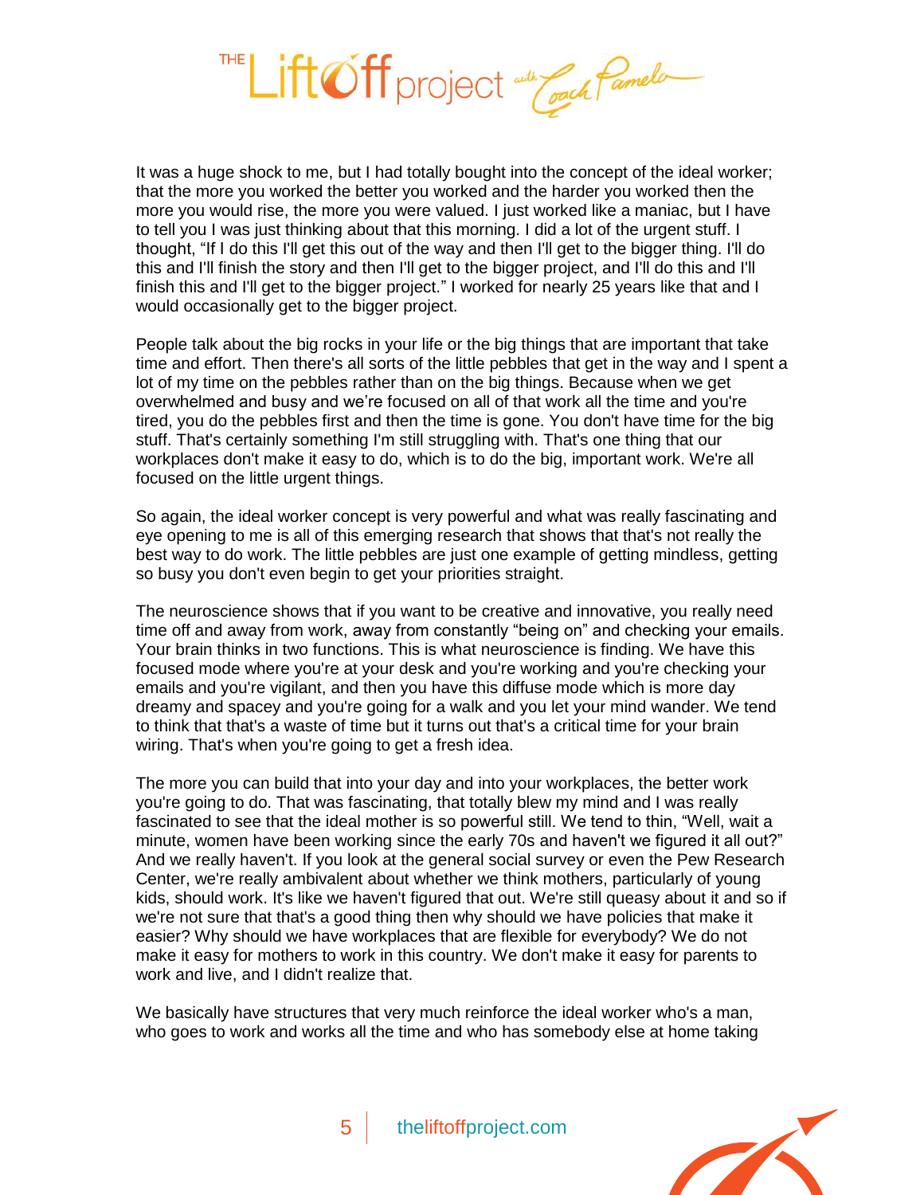It was a huge shock to me, but I had totally bought into the concept of the ideal worker; that the more you worked the better you worked and the harder you worked then the more you would rise, the more you were valued. I just worked like a maniac, but I have to tell you I was just thinking about that this morning. I did a lot of the urgent stuff. I thought, "If I do this I'll get this out of the way and then I'll get to the bigger thing. I'll do this and I'll finish the story and then I'll get to the bigger project, and I'll do this and I'll finish this and I'll get to the bigger project." I worked for nearly 25 years like that and I would occasionally get to the bigger project.

People talk about the big rocks in your life or the big things that are important that take time and effort. Then there's all sorts of the little pebbles that get in the way and I spent a lot of my time on the pebbles rather than on the big things. Because when we get overwhelmed and busy and we're focused on all of that work all the time and you're tired, you do the pebbles first and then the time is gone. You don't have time for the big stuff. That's certainly something I'm still struggling with. That's one thing that our workplaces don't make it easy to do, which is to do the big, important work. We're all focused on the little urgent things.

So again, the ideal worker concept is very powerful and what was really fascinating and eye opening to me is all of this emerging research that shows that that's not really the best way to do work. The little pebbles are just one example of getting mindless, getting so busy you don't even begin to get your priorities straight.

The neuroscience shows that if you want to be creative and innovative, you really need time off and away from work, away from constantly "being on" and checking your emails. Your brain thinks in two functions. This is what neuroscience is finding. We have this focused mode where you're at your desk and you're working and you're checking your emails and you're vigilant, and then you have this diffuse mode which is more day dreamy and spacey and you're going for a walk and you let your mind wander. We tend to think that that's a waste of time but it turns out that's a critical time for your brain wiring. That's when you're going to get a fresh idea.

The more you can build that into your day and into your workplaces, the better work you're going to do. That was fascinating, that totally blew my mind and I was really fascinated to see that the ideal mother is so powerful still. We tend to thin, "Well, wait a minute, women have been working since the early 70s and haven't we figured it all out?" And we really haven't. If you look at the general social survey or even the Pew Research Center, we're really ambivalent about whether we think mothers, particularly of young kids, should work. It's like we haven't figured that out. We're still queasy about it and so if we're not sure that that's a good thing then why should we have policies that make it easier? Why should we have workplaces that are flexible for everybody? We do not make it easy for mothers to work in this country. We don't make it easy for parents to work and live, and I didn't realize that.

We basically have structures that very much reinforce the ideal worker who's a man, who goes to work and works all the time and who has somebody else at home taking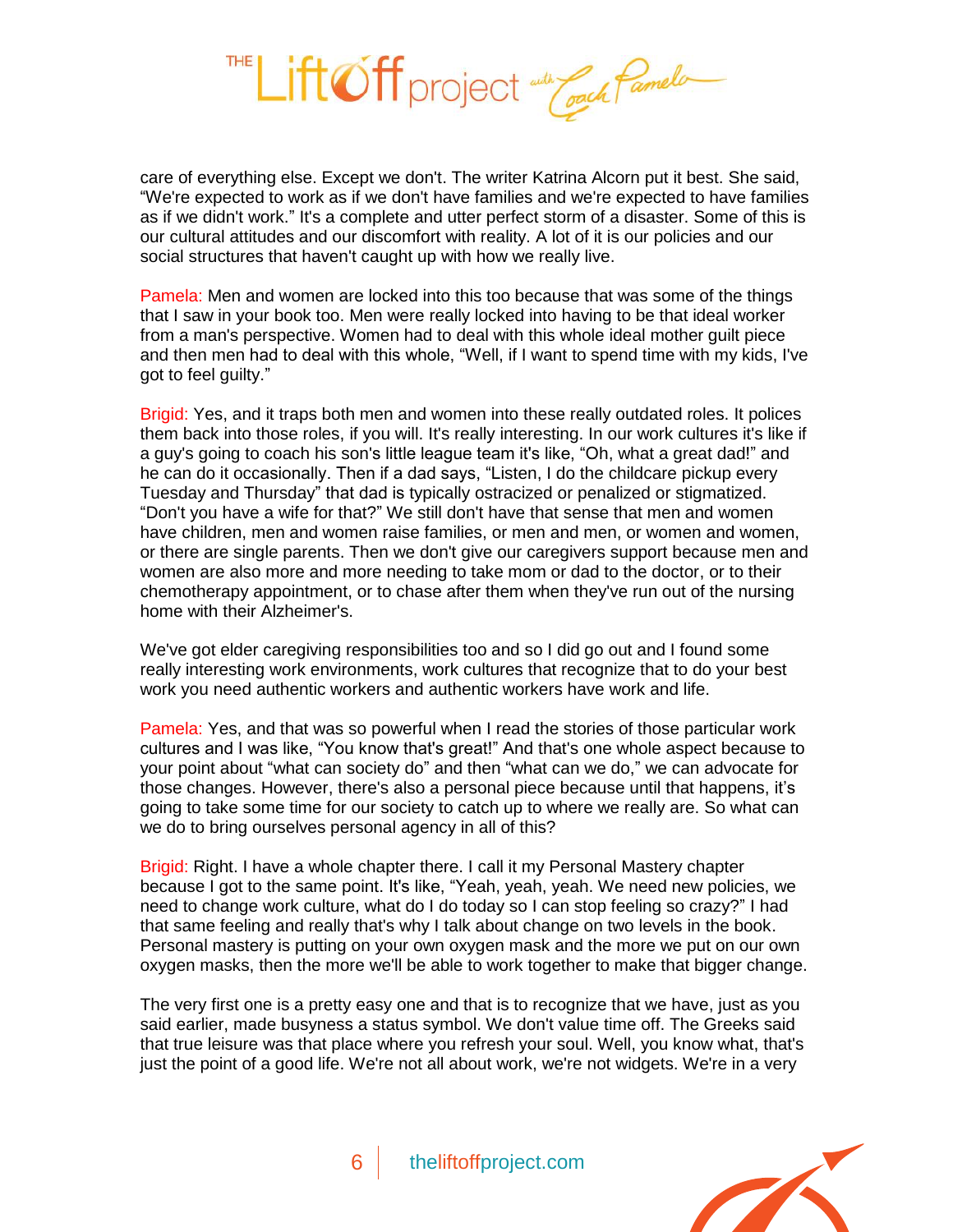care of everything else. Except we don't. The writer Katrina Alcorn put it best. She said, "We're expected to work as if we don't have families and we're expected to have families as if we didn't work." It's a complete and utter perfect storm of a disaster. Some of this is our cultural attitudes and our discomfort with reality. A lot of it is our policies and our social structures that haven't caught up with how we really live.

Pamela: Men and women are locked into this too because that was some of the things that I saw in your book too. Men were really locked into having to be that ideal worker from a man's perspective. Women had to deal with this whole ideal mother guilt piece and then men had to deal with this whole, "Well, if I want to spend time with my kids, I've got to feel guilty."

Brigid: Yes, and it traps both men and women into these really outdated roles. It polices them back into those roles, if you will. It's really interesting. In our work cultures it's like if a guy's going to coach his son's little league team it's like, "Oh, what a great dad!" and he can do it occasionally. Then if a dad says, "Listen, I do the childcare pickup every Tuesday and Thursday" that dad is typically ostracized or penalized or stigmatized. "Don't you have a wife for that?" We still don't have that sense that men and women have children, men and women raise families, or men and men, or women and women, or there are single parents. Then we don't give our caregivers support because men and women are also more and more needing to take mom or dad to the doctor, or to their chemotherapy appointment, or to chase after them when they've run out of the nursing home with their Alzheimer's.

We've got elder caregiving responsibilities too and so I did go out and I found some really interesting work environments, work cultures that recognize that to do your best work you need authentic workers and authentic workers have work and life.

Pamela: Yes, and that was so powerful when I read the stories of those particular work cultures and I was like, "You know that's great!" And that's one whole aspect because to your point about "what can society do" and then "what can we do," we can advocate for those changes. However, there's also a personal piece because until that happens, it's going to take some time for our society to catch up to where we really are. So what can we do to bring ourselves personal agency in all of this?

Brigid: Right. I have a whole chapter there. I call it my Personal Mastery chapter because I got to the same point. It's like, "Yeah, yeah, yeah. We need new policies, we need to change work culture, what do I do today so I can stop feeling so crazy?" I had that same feeling and really that's why I talk about change on two levels in the book. Personal mastery is putting on your own oxygen mask and the more we put on our own oxygen masks, then the more we'll be able to work together to make that bigger change.

The very first one is a pretty easy one and that is to recognize that we have, just as you said earlier, made busyness a status symbol. We don't value time off. The Greeks said that true leisure was that place where you refresh your soul. Well, you know what, that's just the point of a good life. We're not all about work, we're not widgets. We're in a very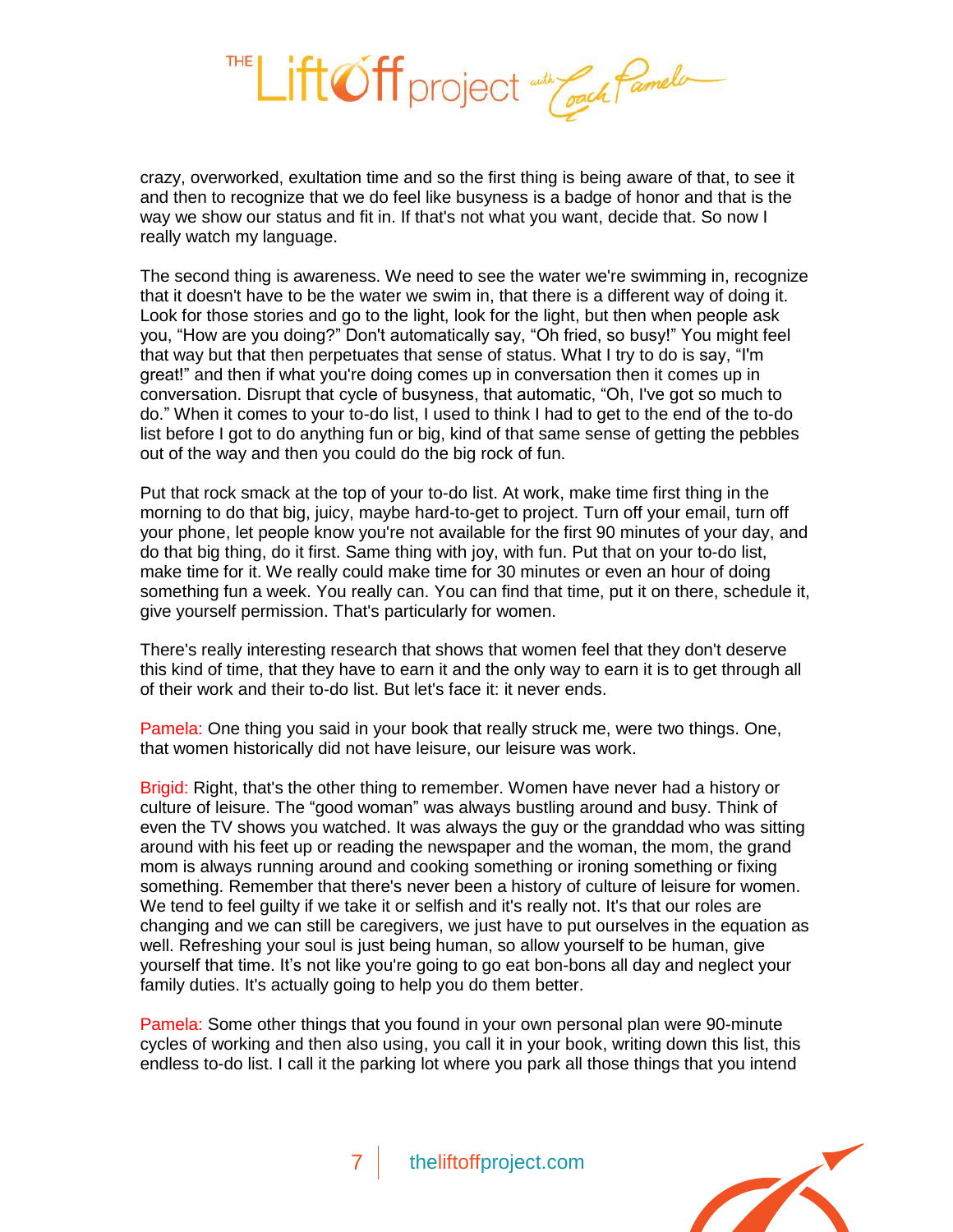crazy, overworked, exultation time and so the first thing is being aware of that, to see it and then to recognize that we do feel like busyness is a badge of honor and that is the way we show our status and fit in. If that's not what you want, decide that. So now I really watch my language.

The second thing is awareness. We need to see the water we're swimming in, recognize that it doesn't have to be the water we swim in, that there is a different way of doing it. Look for those stories and go to the light, look for the light, but then when people ask you, "How are you doing?" Don't automatically say, "Oh fried, so busy!" You might feel that way but that then perpetuates that sense of status. What I try to do is say, "I'm great!" and then if what you're doing comes up in conversation then it comes up in conversation. Disrupt that cycle of busyness, that automatic, "Oh, I've got so much to do." When it comes to your to-do list, I used to think I had to get to the end of the to-do list before I got to do anything fun or big, kind of that same sense of getting the pebbles out of the way and then you could do the big rock of fun.

Put that rock smack at the top of your to-do list. At work, make time first thing in the morning to do that big, juicy, maybe hard-to-get to project. Turn off your email, turn off your phone, let people know you're not available for the first 90 minutes of your day, and do that big thing, do it first. Same thing with joy, with fun. Put that on your to-do list, make time for it. We really could make time for 30 minutes or even an hour of doing something fun a week. You really can. You can find that time, put it on there, schedule it, give yourself permission. That's particularly for women.

There's really interesting research that shows that women feel that they don't deserve this kind of time, that they have to earn it and the only way to earn it is to get through all of their work and their to-do list. But let's face it: it never ends.

Pamela: One thing you said in your book that really struck me, were two things. One, that women historically did not have leisure, our leisure was work.

Brigid: Right, that's the other thing to remember. Women have never had a history or culture of leisure. The "good woman" was always bustling around and busy. Think of even the TV shows you watched. It was always the guy or the granddad who was sitting around with his feet up or reading the newspaper and the woman, the mom, the grand mom is always running around and cooking something or ironing something or fixing something. Remember that there's never been a history of culture of leisure for women. We tend to feel guilty if we take it or selfish and it's really not. It's that our roles are changing and we can still be caregivers, we just have to put ourselves in the equation as well. Refreshing your soul is just being human, so allow yourself to be human, give yourself that time. It's not like you're going to go eat bon-bons all day and neglect your family duties. It's actually going to help you do them better.

Pamela: Some other things that you found in your own personal plan were 90-minute cycles of working and then also using, you call it in your book, writing down this list, this endless to-do list. I call it the parking lot where you park all those things that you intend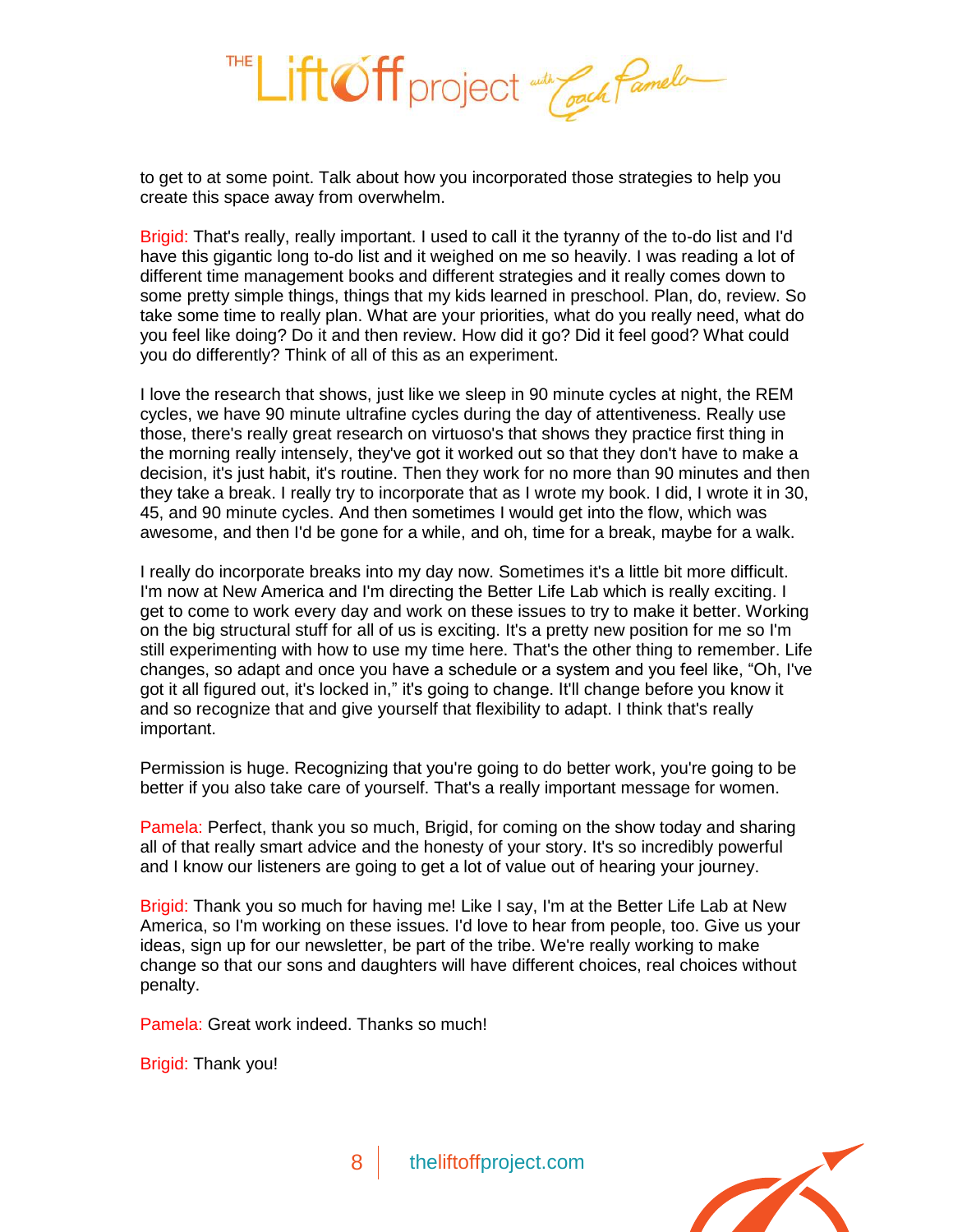to get to at some point. Talk about how you incorporated those strategies to help you create this space away from overwhelm.

Brigid: That's really, really important. I used to call it the tyranny of the to-do list and I'd have this gigantic long to-do list and it weighed on me so heavily. I was reading a lot of different time management books and different strategies and it really comes down to some pretty simple things, things that my kids learned in preschool. Plan, do, review. So take some time to really plan. What are your priorities, what do you really need, what do you feel like doing? Do it and then review. How did it go? Did it feel good? What could you do differently? Think of all of this as an experiment.

I love the research that shows, just like we sleep in 90 minute cycles at night, the REM cycles, we have 90 minute ultrafine cycles during the day of attentiveness. Really use those, there's really great research on virtuoso's that shows they practice first thing in the morning really intensely, they've got it worked out so that they don't have to make a decision, it's just habit, it's routine. Then they work for no more than 90 minutes and then they take a break. I really try to incorporate that as I wrote my book. I did, I wrote it in 30, 45, and 90 minute cycles. And then sometimes I would get into the flow, which was awesome, and then I'd be gone for a while, and oh, time for a break, maybe for a walk.

I really do incorporate breaks into my day now. Sometimes it's a little bit more difficult. I'm now at New America and I'm directing the Better Life Lab which is really exciting. I get to come to work every day and work on these issues to try to make it better. Working on the big structural stuff for all of us is exciting. It's a pretty new position for me so I'm still experimenting with how to use my time here. That's the other thing to remember. Life changes, so adapt and once you have a schedule or a system and you feel like, "Oh, I've got it all figured out, it's locked in," it's going to change. It'll change before you know it and so recognize that and give yourself that flexibility to adapt. I think that's really important.

Permission is huge. Recognizing that you're going to do better work, you're going to be better if you also take care of yourself. That's a really important message for women.

Pamela: Perfect, thank you so much, Brigid, for coming on the show today and sharing all of that really smart advice and the honesty of your story. It's so incredibly powerful and I know our listeners are going to get a lot of value out of hearing your journey.

Brigid: Thank you so much for having me! Like I say, I'm at the Better Life Lab at New America, so I'm working on these issues. I'd love to hear from people, too. Give us your ideas, sign up for our newsletter, be part of the tribe. We're really working to make change so that our sons and daughters will have different choices, real choices without penalty.

Pamela: Great work indeed. Thanks so much!

Brigid: Thank you!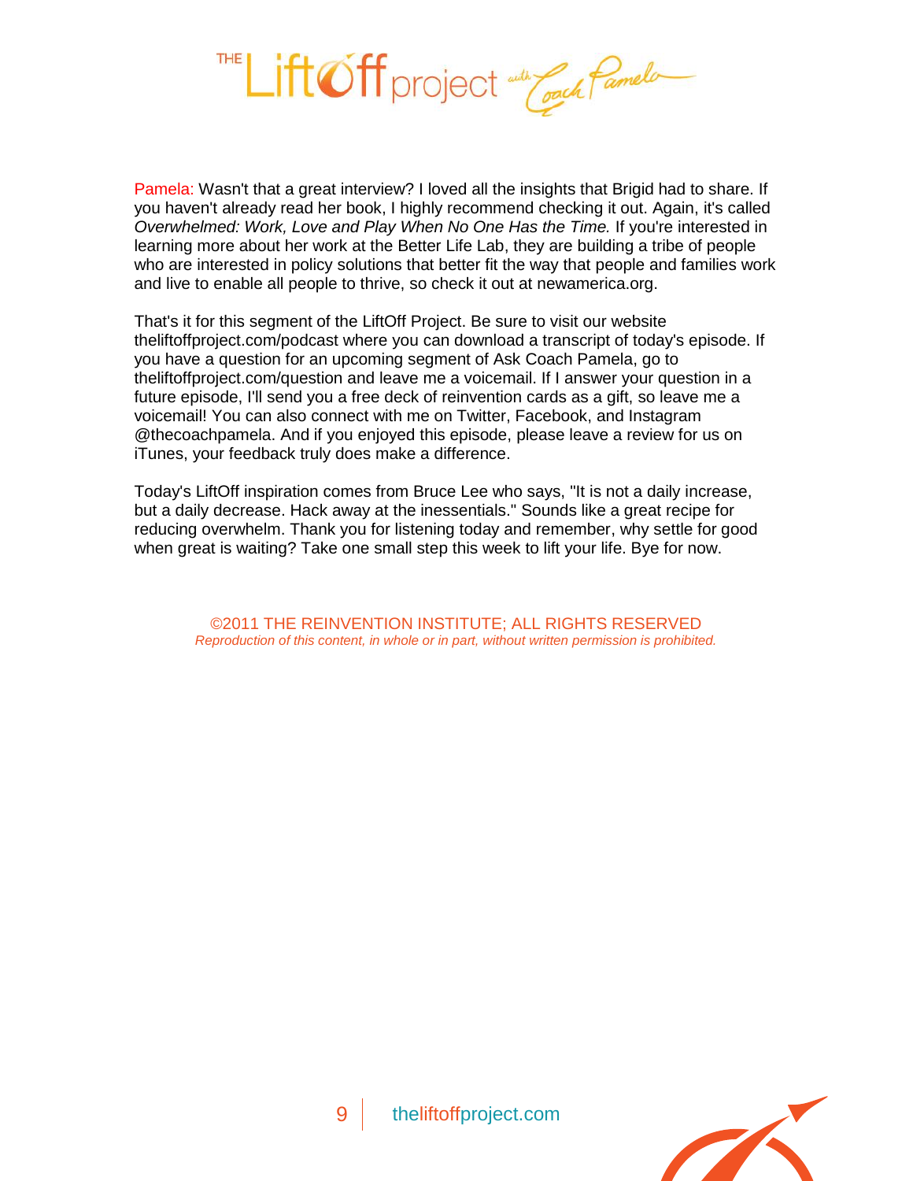Pamela: Wasn't that a great interview? I loved all the insights that Brigid had to share. If you haven't already read her book, I highly recommend checking it out. Again, it's called *Overwhelmed: Work, Love and Play When No One Has the Time.* If you're interested in learning more about her work at the Better Life Lab, they are building a tribe of people who are interested in policy solutions that better fit the way that people and families work and live to enable all people to thrive, so check it out at newamerica.org.

That's it for this segment of the LiftOff Project. Be sure to visit our website theliftoffproject.com/podcast where you can download a transcript of today's episode. If you have a question for an upcoming segment of Ask Coach Pamela, go to theliftoffproject.com/question and leave me a voicemail. If I answer your question in a future episode, I'll send you a free deck of reinvention cards as a gift, so leave me a voicemail! You can also connect with me on Twitter, Facebook, and Instagram @thecoachpamela. And if you enjoyed this episode, please leave a review for us on iTunes, your feedback truly does make a difference.

Today's LiftOff inspiration comes from Bruce Lee who says, "It is not a daily increase, but a daily decrease. Hack away at the inessentials." Sounds like a great recipe for reducing overwhelm. Thank you for listening today and remember, why settle for good when great is waiting? Take one small step this week to lift your life. Bye for now.

©2011 THE REINVENTION INSTITUTE; ALL RIGHTS RESERVED

*Reproduction of this content, in whole or in part, without written permission is prohibited.*